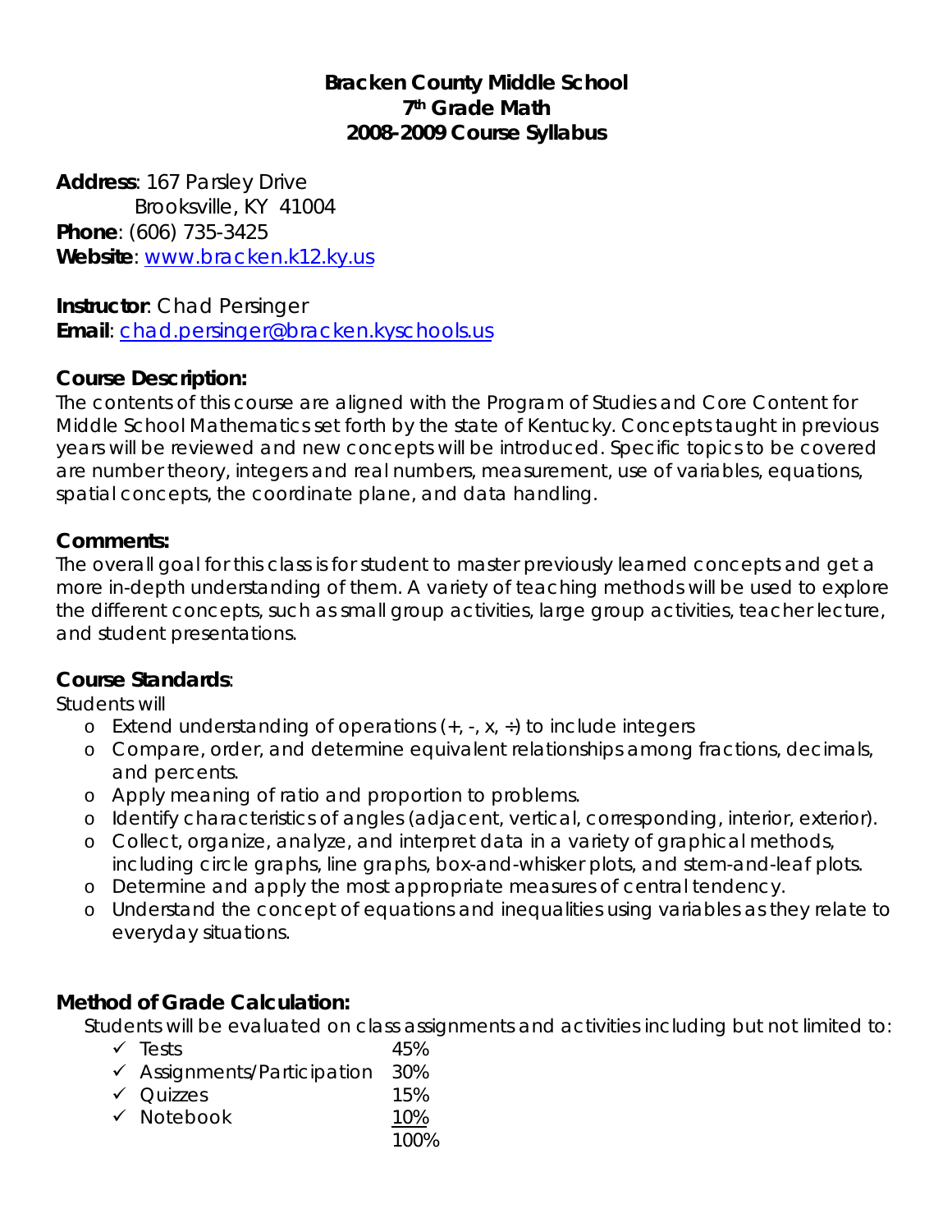**Bracken County Middle School**
**7th Grade Math**
**2008-2009 Course Syllabus**

**Address**: 167 Parsley Drive
Brooksville, KY 41004
**Phone**: (606) 735-3425
**Website**: www.bracken.k12.ky.us

**Instructor**: Chad Persinger
**Email**: chad.persinger@bracken.kyschools.us

## Course Description:

The contents of this course are aligned with the Program of Studies and Core Content for Middle School Mathematics set forth by the state of Kentucky. Concepts taught in previous years will be reviewed and new concepts will be introduced. Specific topics to be covered are number theory, integers and real numbers, measurement, use of variables, equations, spatial concepts, the coordinate plane, and data handling.

## Comments:

The overall goal for this class is for student to master previously learned concepts and get a more in-depth understanding of them. A variety of teaching methods will be used to explore the different concepts, such as small group activities, large group activities, teacher lecture, and student presentations.

## Course Standards:

Students will

- Extend understanding of operations (+, -, x, ÷) to include integers
- Compare, order, and determine equivalent relationships among fractions, decimals, and percents.
- Apply meaning of ratio and proportion to problems.
- Identify characteristics of angles (adjacent, vertical, corresponding, interior, exterior).
- Collect, organize, analyze, and interpret data in a variety of graphical methods, including circle graphs, line graphs, box-and-whisker plots, and stem-and-leaf plots.
- Determine and apply the most appropriate measures of central tendency.
- Understand the concept of equations and inequalities using variables as they relate to everyday situations.

## Method of Grade Calculation:

Students will be evaluated on class assignments and activities including but not limited to:

| | |
|---|---|
| ✓ Tests | 45% |
| ✓ Assignments/Participation | 30% |
| ✓ Quizzes | 15% |
| ✓ Notebook | 10% |
| | 100% |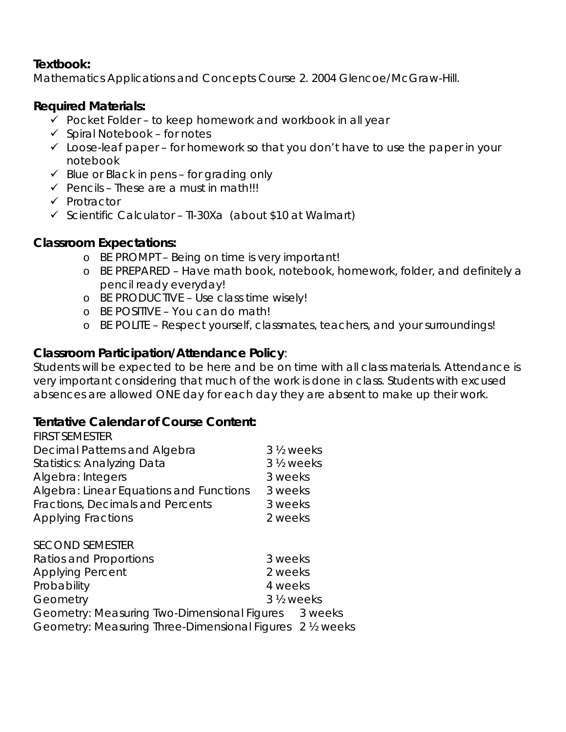**Textbook:**
Mathematics Applications and Concepts Course 2. 2004 Glencoe/McGraw-Hill.

**Required Materials:**

- ✓ Pocket Folder – to keep homework and workbook in all year
- ✓ Spiral Notebook – for notes
- ✓ Loose-leaf paper – for homework so that you don't have to use the paper in your notebook
- ✓ Blue or Black in pens – for grading only
- ✓ Pencils – These are a must in math!!!
- ✓ Protractor
- ✓ Scientific Calculator – TI-30Xa (about $10 at Walmart)

**Classroom Expectations:**

- BE PROMPT – Being on time is very important!
- BE PREPARED – Have math book, notebook, homework, folder, and definitely a pencil ready everyday!
- BE PRODUCTIVE – Use class time wisely!
- BE POSITIVE – You can do math!
- BE POLITE – Respect yourself, classmates, teachers, and your surroundings!

**Classroom Participation/Attendance Policy**:
Students will be expected to be here and be on time with all class materials. Attendance is very important considering that much of the work is done in class. Students with excused absences are allowed ONE day for each day they are absent to make up their work.

**Tentative Calendar of Course Content:**

| | |
|---|---|
| FIRST SEMESTER | |
| Decimal Patterns and Algebra | 3 ½ weeks |
| Statistics: Analyzing Data | 3 ½ weeks |
| Algebra: Integers | 3 weeks |
| Algebra: Linear Equations and Functions | 3 weeks |
| Fractions, Decimals and Percents | 3 weeks |
| Applying Fractions | 2 weeks |
| SECOND SEMESTER | |
| Ratios and Proportions | 3 weeks |
| Applying Percent | 2 weeks |
| Probability | 4 weeks |
| Geometry | 3 ½ weeks |
| Geometry: Measuring Two-Dimensional Figures | 3 weeks |
| Geometry: Measuring Three-Dimensional Figures | 2 ½ weeks |